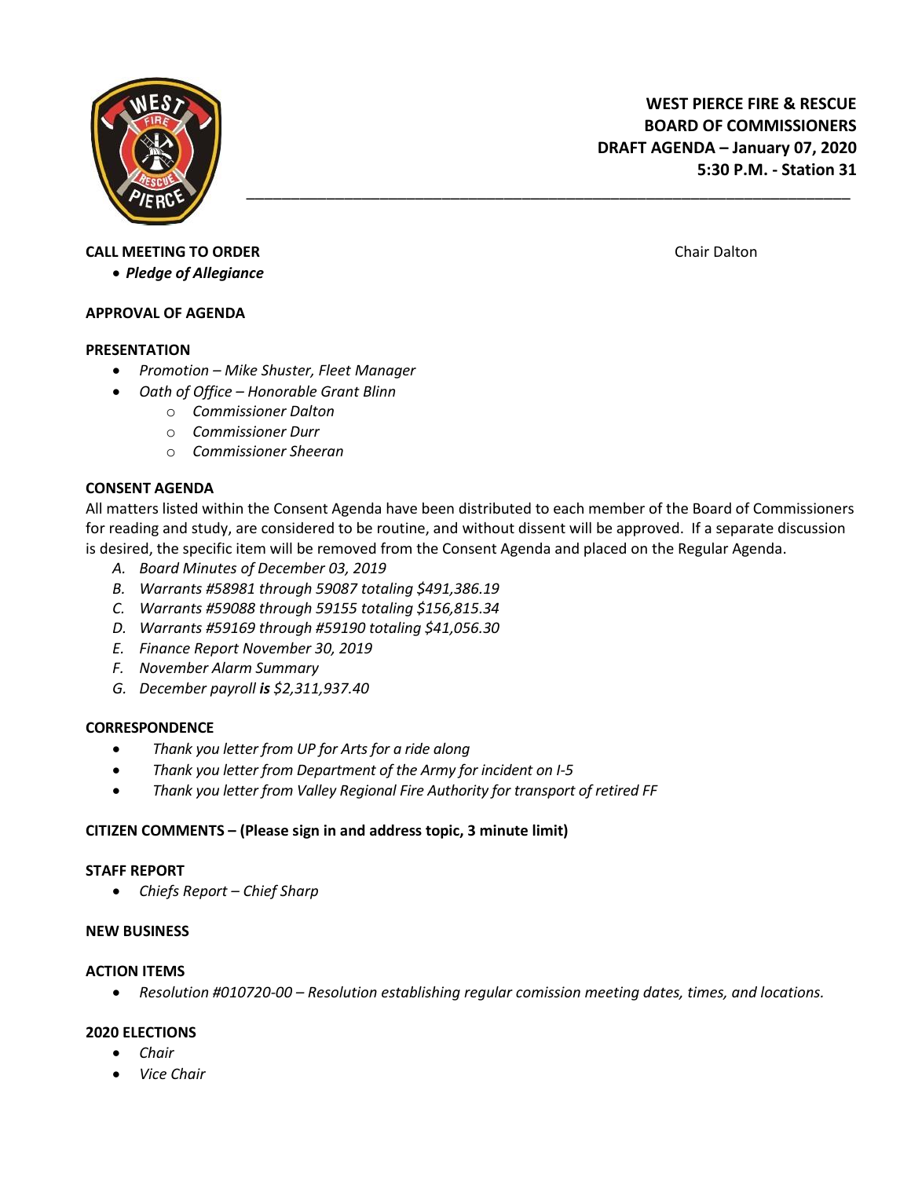**WEST PIERCE FIRE & RESCUE**
**BOARD OF COMMISSIONERS**
**DRAFT AGENDA – January 07, 2020**
**5:30 P.M. - Station 31**

---

**CALL MEETING TO ORDER** Chair Dalton

- ***Pledge of Allegiance***

**APPROVAL OF AGENDA**

**PRESENTATION**

- *Promotion – Mike Shuster, Fleet Manager*
- *Oath of Office – Honorable Grant Blinn*
  - *Commissioner Dalton*
  - *Commissioner Durr*
  - *Commissioner Sheeran*

**CONSENT AGENDA**

All matters listed within the Consent Agenda have been distributed to each member of the Board of Commissioners for reading and study, are considered to be routine, and without dissent will be approved. If a separate discussion is desired, the specific item will be removed from the Consent Agenda and placed on the Regular Agenda.

A. *Board Minutes of December 03, 2019*
B. *Warrants #58981 through 59087 totaling $491,386.19*
C. *Warrants #59088 through 59155 totaling $156,815.34*
D. *Warrants #59169 through #59190 totaling $41,056.30*
E. *Finance Report November 30, 2019*
F. *November Alarm Summary*
G. *December payroll **is** $2,311,937.40*

**CORRESPONDENCE**

- *Thank you letter from UP for Arts for a ride along*
- *Thank you letter from Department of the Army for incident on I-5*
- *Thank you letter from Valley Regional Fire Authority for transport of retired FF*

**CITIZEN COMMENTS – (Please sign in and address topic, 3 minute limit)**

**STAFF REPORT**

- *Chiefs Report – Chief Sharp*

**NEW BUSINESS**

**ACTION ITEMS**

- *Resolution #010720-00 – Resolution establishing regular comission meeting dates, times, and locations.*

**2020 ELECTIONS**

- *Chair*
- *Vice Chair*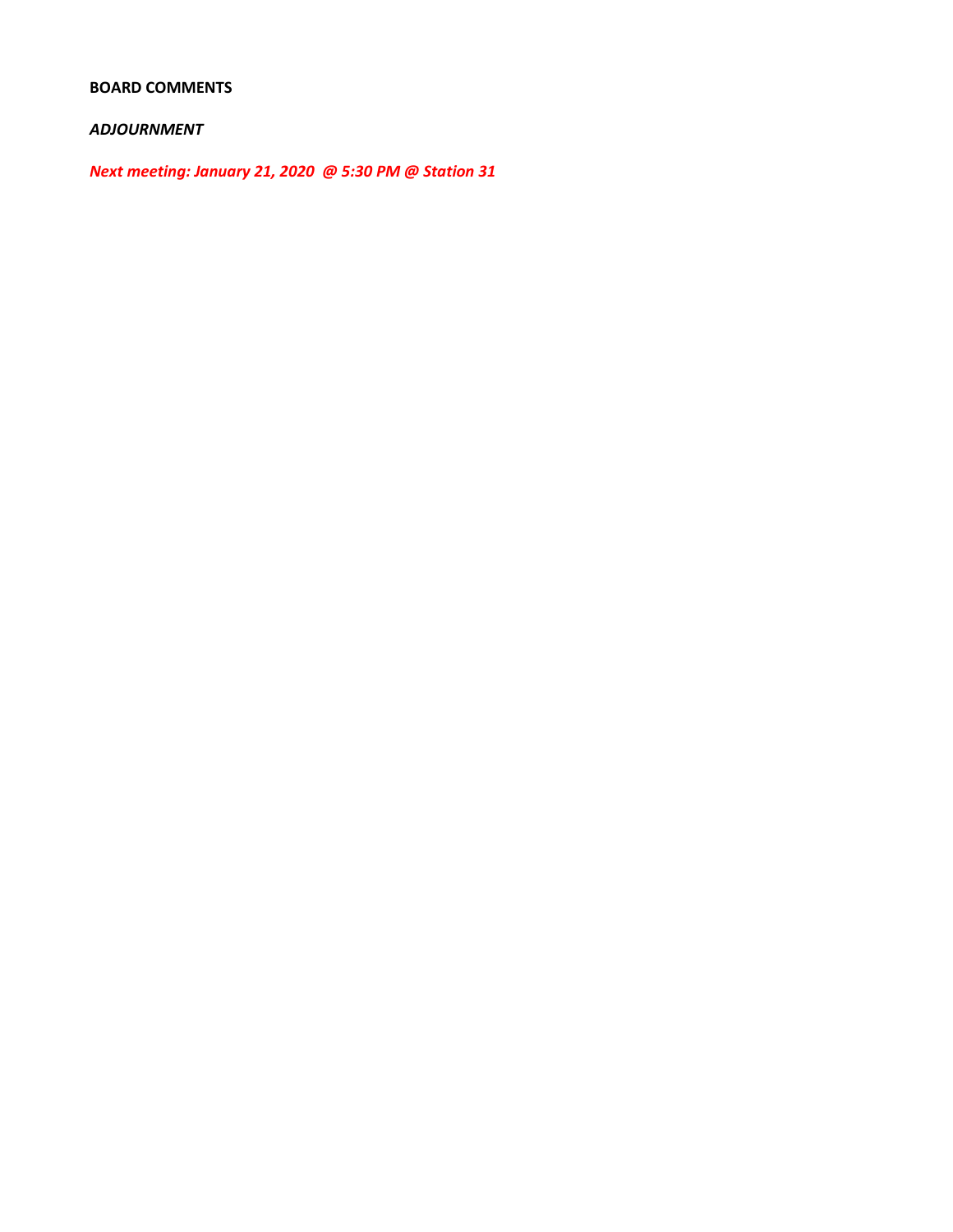**BOARD COMMENTS**

***ADJOURNMENT***

***Next meeting: January 21, 2020  @ 5:30 PM @ Station 31***